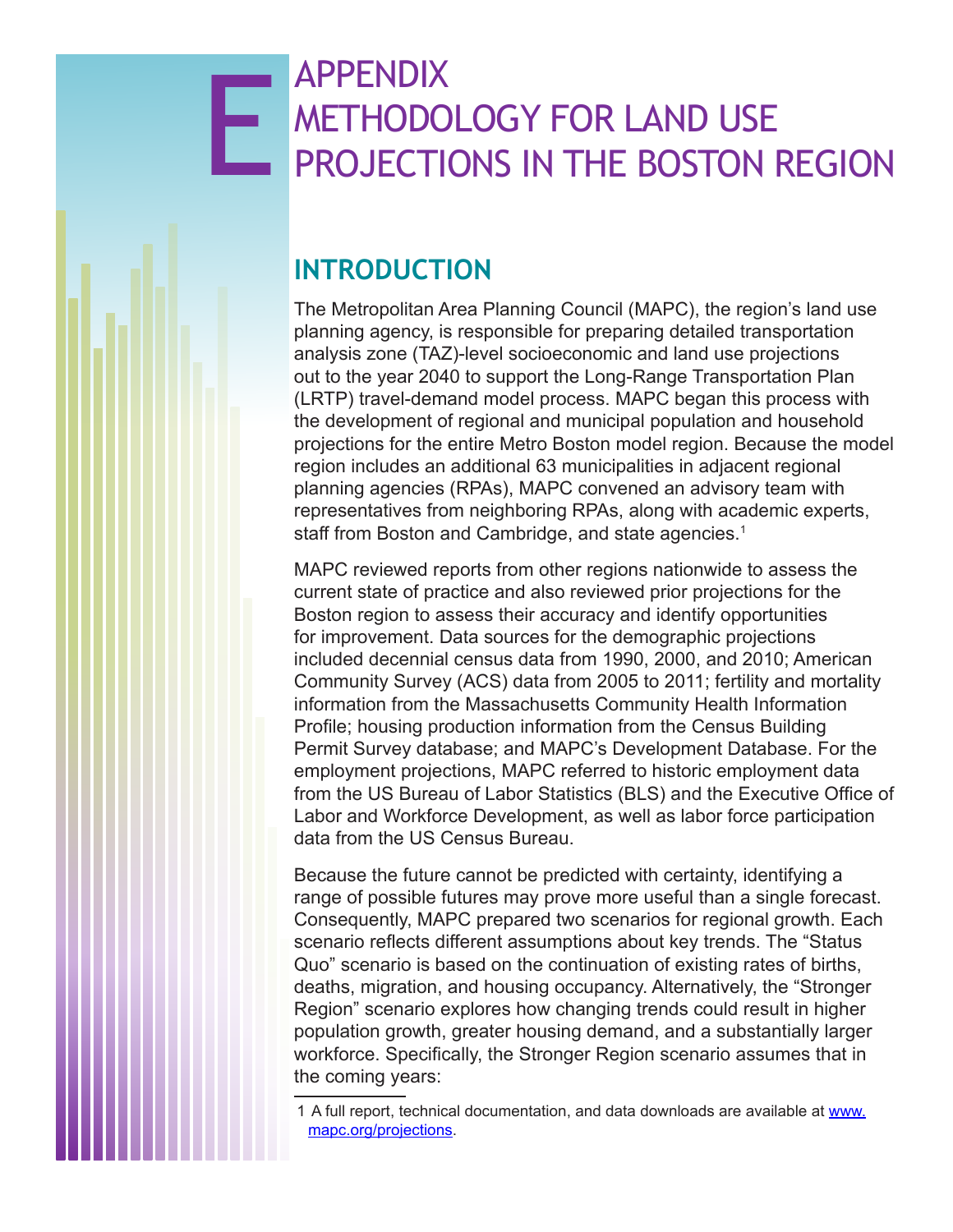# E APPENDIX METHODOLOGY FOR LAND USE PROJECTIONS IN THE BOSTON REGION

## INTRODUCTION

The Metropolitan Area Planning Council (MAPC), the region's land use planning agency, is responsible for preparing detailed transportation analysis zone (TAZ)-level socioeconomic and land use projections out to the year 2040 to support the Long-Range Transportation Plan (LRTP) travel-demand model process. MAPC began this process with the development of regional and municipal population and household projections for the entire Metro Boston model region. Because the model region includes an additional 63 municipalities in adjacent regional planning agencies (RPAs), MAPC convened an advisory team with representatives from neighboring RPAs, along with academic experts, staff from Boston and Cambridge, and state agencies.[1]

MAPC reviewed reports from other regions nationwide to assess the current state of practice and also reviewed prior projections for the Boston region to assess their accuracy and identify opportunities for improvement. Data sources for the demographic projections included decennial census data from 1990, 2000, and 2010; American Community Survey (ACS) data from 2005 to 2011; fertility and mortality information from the Massachusetts Community Health Information Profile; housing production information from the Census Building Permit Survey database; and MAPC's Development Database. For the employment projections, MAPC referred to historic employment data from the US Bureau of Labor Statistics (BLS) and the Executive Office of Labor and Workforce Development, as well as labor force participation data from the US Census Bureau.

Because the future cannot be predicted with certainty, identifying a range of possible futures may prove more useful than a single forecast. Consequently, MAPC prepared two scenarios for regional growth. Each scenario reflects different assumptions about key trends. The "Status Quo" scenario is based on the continuation of existing rates of births, deaths, migration, and housing occupancy. Alternatively, the "Stronger Region" scenario explores how changing trends could result in higher population growth, greater housing demand, and a substantially larger workforce. Specifically, the Stronger Region scenario assumes that in the coming years:

1 A full report, technical documentation, and data downloads are available at www.mapc.org/projections.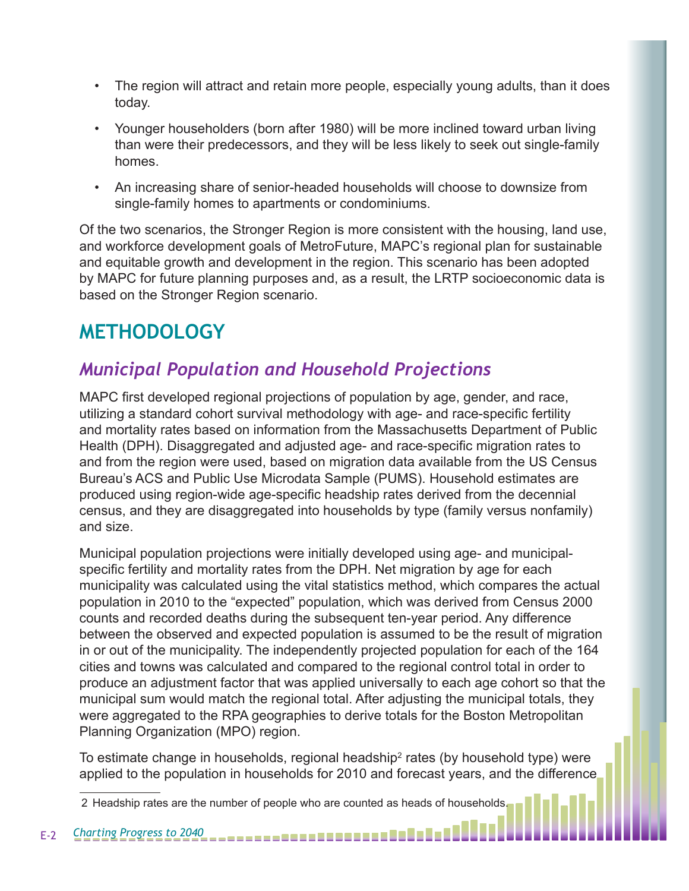- The region will attract and retain more people, especially young adults, than it does today.
- Younger householders (born after 1980) will be more inclined toward urban living than were their predecessors, and they will be less likely to seek out single-family homes.
- An increasing share of senior-headed households will choose to downsize from single-family homes to apartments or condominiums.

Of the two scenarios, the Stronger Region is more consistent with the housing, land use, and workforce development goals of MetroFuture, MAPC's regional plan for sustainable and equitable growth and development in the region. This scenario has been adopted by MAPC for future planning purposes and, as a result, the LRTP socioeconomic data is based on the Stronger Region scenario.

## METHODOLOGY

### *Municipal Population and Household Projections*

MAPC first developed regional projections of population by age, gender, and race, utilizing a standard cohort survival methodology with age- and race-specific fertility and mortality rates based on information from the Massachusetts Department of Public Health (DPH). Disaggregated and adjusted age- and race-specific migration rates to and from the region were used, based on migration data available from the US Census Bureau's ACS and Public Use Microdata Sample (PUMS). Household estimates are produced using region-wide age-specific headship rates derived from the decennial census, and they are disaggregated into households by type (family versus nonfamily) and size.

Municipal population projections were initially developed using age- and municipal-specific fertility and mortality rates from the DPH. Net migration by age for each municipality was calculated using the vital statistics method, which compares the actual population in 2010 to the "expected" population, which was derived from Census 2000 counts and recorded deaths during the subsequent ten-year period. Any difference between the observed and expected population is assumed to be the result of migration in or out of the municipality. The independently projected population for each of the 164 cities and towns was calculated and compared to the regional control total in order to produce an adjustment factor that was applied universally to each age cohort so that the municipal sum would match the regional total. After adjusting the municipal totals, they were aggregated to the RPA geographies to derive totals for the Boston Metropolitan Planning Organization (MPO) region.

To estimate change in households, regional headship[2] rates (by household type) were applied to the population in households for 2010 and forecast years, and the difference

2 Headship rates are the number of people who are counted as heads of households.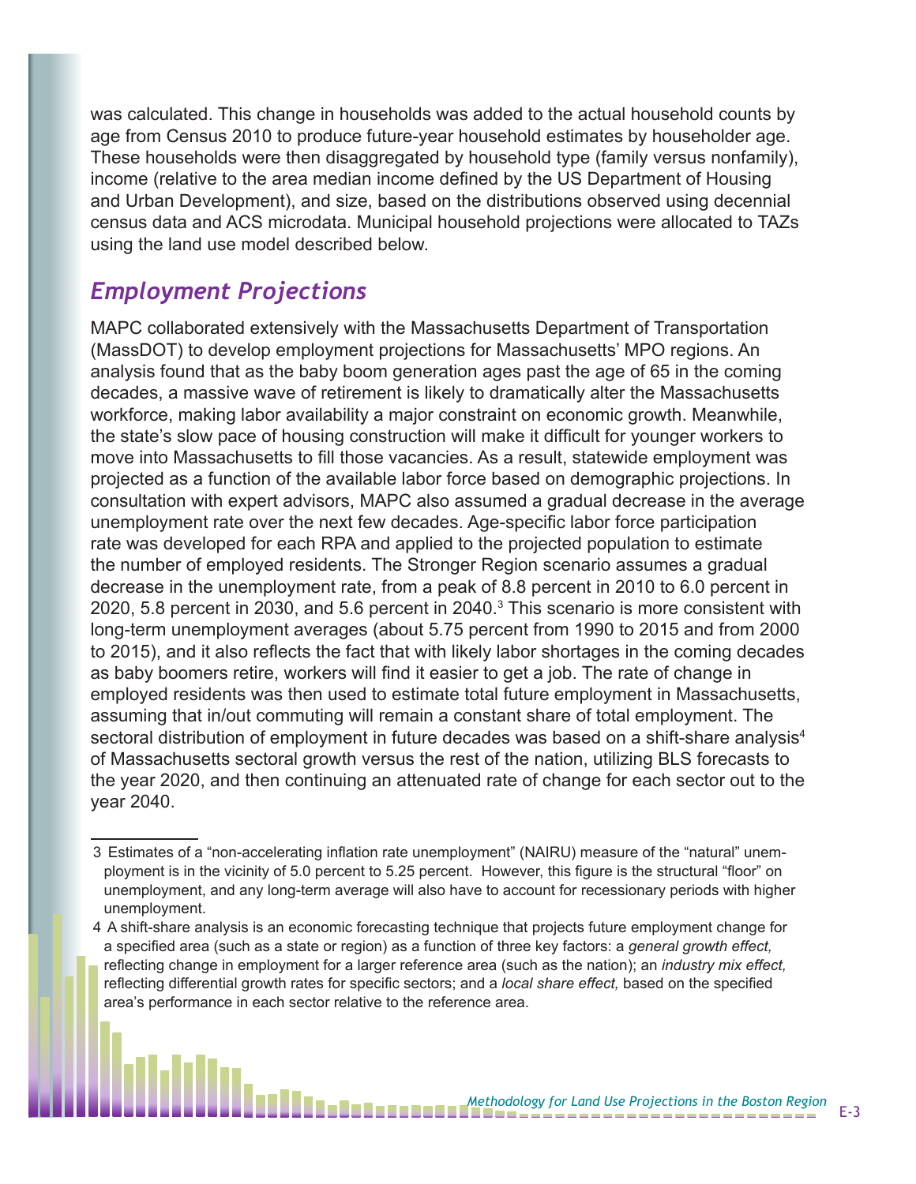was calculated. This change in households was added to the actual household counts by age from Census 2010 to produce future-year household estimates by householder age. These households were then disaggregated by household type (family versus nonfamily), income (relative to the area median income defined by the US Department of Housing and Urban Development), and size, based on the distributions observed using decennial census data and ACS microdata. Municipal household projections were allocated to TAZs using the land use model described below.

## *Employment Projections*

MAPC collaborated extensively with the Massachusetts Department of Transportation (MassDOT) to develop employment projections for Massachusetts' MPO regions. An analysis found that as the baby boom generation ages past the age of 65 in the coming decades, a massive wave of retirement is likely to dramatically alter the Massachusetts workforce, making labor availability a major constraint on economic growth. Meanwhile, the state's slow pace of housing construction will make it difficult for younger workers to move into Massachusetts to fill those vacancies. As a result, statewide employment was projected as a function of the available labor force based on demographic projections. In consultation with expert advisors, MAPC also assumed a gradual decrease in the average unemployment rate over the next few decades. Age-specific labor force participation rate was developed for each RPA and applied to the projected population to estimate the number of employed residents. The Stronger Region scenario assumes a gradual decrease in the unemployment rate, from a peak of 8.8 percent in 2010 to 6.0 percent in 2020, 5.8 percent in 2030, and 5.6 percent in 2040.[3] This scenario is more consistent with long-term unemployment averages (about 5.75 percent from 1990 to 2015 and from 2000 to 2015), and it also reflects the fact that with likely labor shortages in the coming decades as baby boomers retire, workers will find it easier to get a job. The rate of change in employed residents was then used to estimate total future employment in Massachusetts, assuming that in/out commuting will remain a constant share of total employment. The sectoral distribution of employment in future decades was based on a shift-share analysis[4] of Massachusetts sectoral growth versus the rest of the nation, utilizing BLS forecasts to the year 2020, and then continuing an attenuated rate of change for each sector out to the year 2040.

---

3 Estimates of a "non-accelerating inflation rate unemployment" (NAIRU) measure of the "natural" unemployment is in the vicinity of 5.0 percent to 5.25 percent. However, this figure is the structural "floor" on unemployment, and any long-term average will also have to account for recessionary periods with higher unemployment.

4 A shift-share analysis is an economic forecasting technique that projects future employment change for a specified area (such as a state or region) as a function of three key factors: a *general growth effect,* reflecting change in employment for a larger reference area (such as the nation); an *industry mix effect,* reflecting differential growth rates for specific sectors; and a *local share effect,* based on the specified area's performance in each sector relative to the reference area.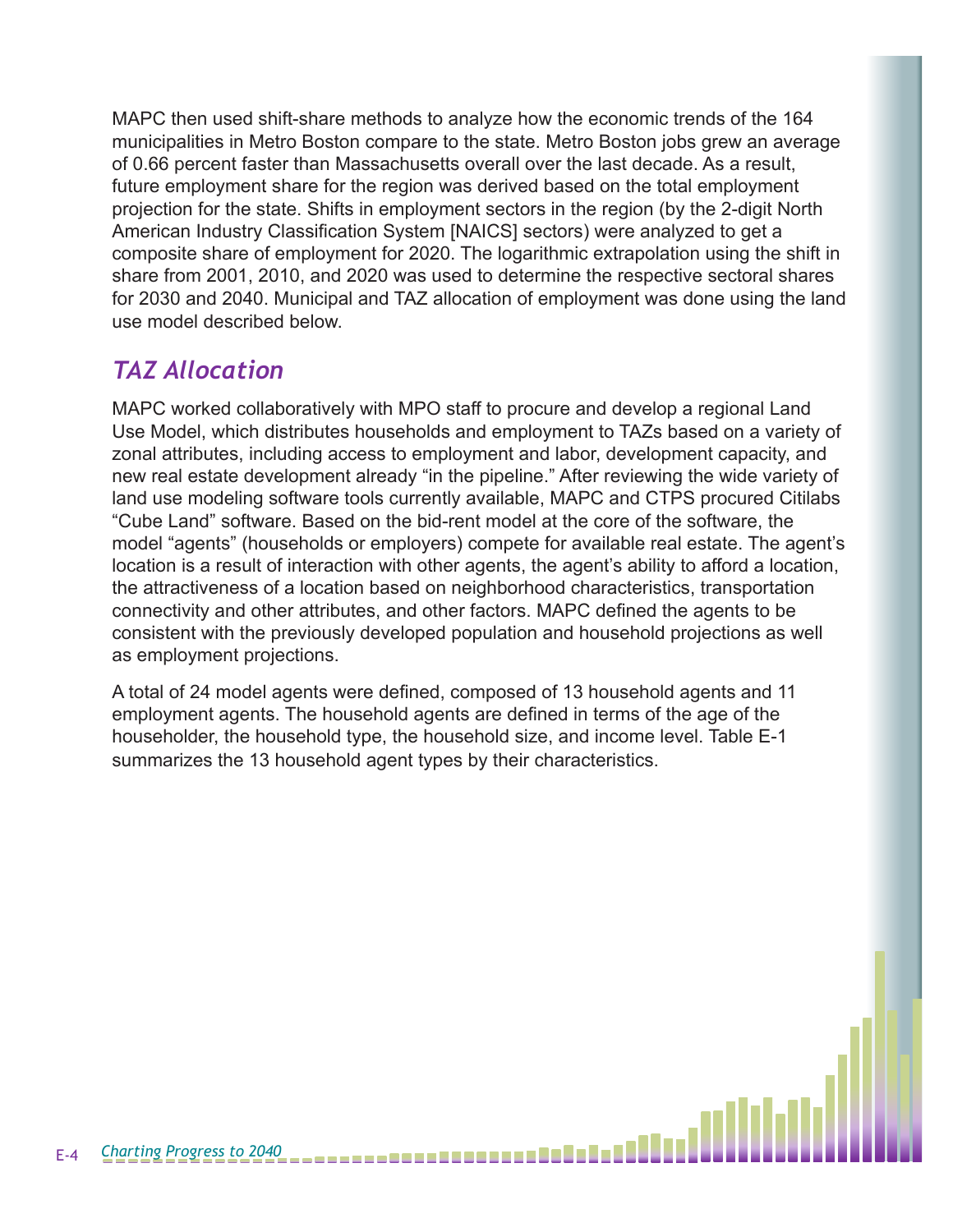MAPC then used shift-share methods to analyze how the economic trends of the 164 municipalities in Metro Boston compare to the state. Metro Boston jobs grew an average of 0.66 percent faster than Massachusetts overall over the last decade. As a result, future employment share for the region was derived based on the total employment projection for the state. Shifts in employment sectors in the region (by the 2-digit North American Industry Classification System [NAICS] sectors) were analyzed to get a composite share of employment for 2020. The logarithmic extrapolation using the shift in share from 2001, 2010, and 2020 was used to determine the respective sectoral shares for 2030 and 2040. Municipal and TAZ allocation of employment was done using the land use model described below.

## *TAZ Allocation*

MAPC worked collaboratively with MPO staff to procure and develop a regional Land Use Model, which distributes households and employment to TAZs based on a variety of zonal attributes, including access to employment and labor, development capacity, and new real estate development already "in the pipeline." After reviewing the wide variety of land use modeling software tools currently available, MAPC and CTPS procured Citilabs "Cube Land" software. Based on the bid-rent model at the core of the software, the model "agents" (households or employers) compete for available real estate. The agent's location is a result of interaction with other agents, the agent's ability to afford a location, the attractiveness of a location based on neighborhood characteristics, transportation connectivity and other attributes, and other factors. MAPC defined the agents to be consistent with the previously developed population and household projections as well as employment projections.

A total of 24 model agents were defined, composed of 13 household agents and 11 employment agents. The household agents are defined in terms of the age of the householder, the household type, the household size, and income level. Table E-1 summarizes the 13 household agent types by their characteristics.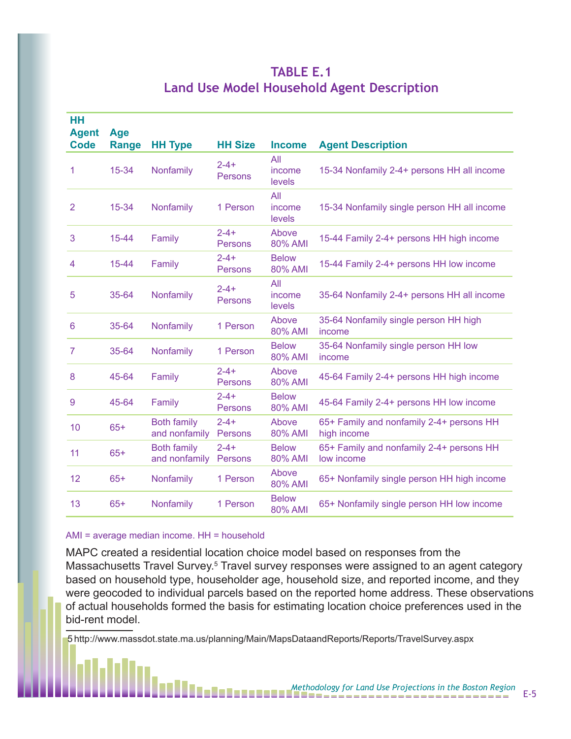## TABLE E.1
## Land Use Model Household Agent Description

| HH Agent Code | Age Range | HH Type | HH Size | Income | Agent Description |
|---|---|---|---|---|---|
| 1 | 15-34 | Nonfamily | 2-4+ Persons | All income levels | 15-34 Nonfamily 2-4+ persons HH all income |
| 2 | 15-34 | Nonfamily | 1 Person | All income levels | 15-34 Nonfamily single person HH all income |
| 3 | 15-44 | Family | 2-4+ Persons | Above 80% AMI | 15-44 Family 2-4+ persons HH high income |
| 4 | 15-44 | Family | 2-4+ Persons | Below 80% AMI | 15-44 Family 2-4+ persons HH low income |
| 5 | 35-64 | Nonfamily | 2-4+ Persons | All income levels | 35-64 Nonfamily 2-4+ persons HH all income |
| 6 | 35-64 | Nonfamily | 1 Person | Above 80% AMI | 35-64 Nonfamily single person HH high income |
| 7 | 35-64 | Nonfamily | 1 Person | Below 80% AMI | 35-64 Nonfamily single person HH low income |
| 8 | 45-64 | Family | 2-4+ Persons | Above 80% AMI | 45-64 Family 2-4+ persons HH high income |
| 9 | 45-64 | Family | 2-4+ Persons | Below 80% AMI | 45-64 Family 2-4+ persons HH low income |
| 10 | 65+ | Both family and nonfamily | 2-4+ Persons | Above 80% AMI | 65+ Family and nonfamily 2-4+ persons HH high income |
| 11 | 65+ | Both family and nonfamily | 2-4+ Persons | Below 80% AMI | 65+ Family and nonfamily 2-4+ persons HH low income |
| 12 | 65+ | Nonfamily | 1 Person | Above 80% AMI | 65+ Nonfamily single person HH high income |
| 13 | 65+ | Nonfamily | 1 Person | Below 80% AMI | 65+ Nonfamily single person HH low income |

AMI = average median income. HH = household

MAPC created a residential location choice model based on responses from the Massachusetts Travel Survey.[5] Travel survey responses were assigned to an agent category based on household type, householder age, household size, and reported income, and they were geocoded to individual parcels based on the reported home address. These observations of actual households formed the basis for estimating location choice preferences used in the bid-rent model.

5 http://www.massdot.state.ma.us/planning/Main/MapsDataandReports/Reports/TravelSurvey.aspx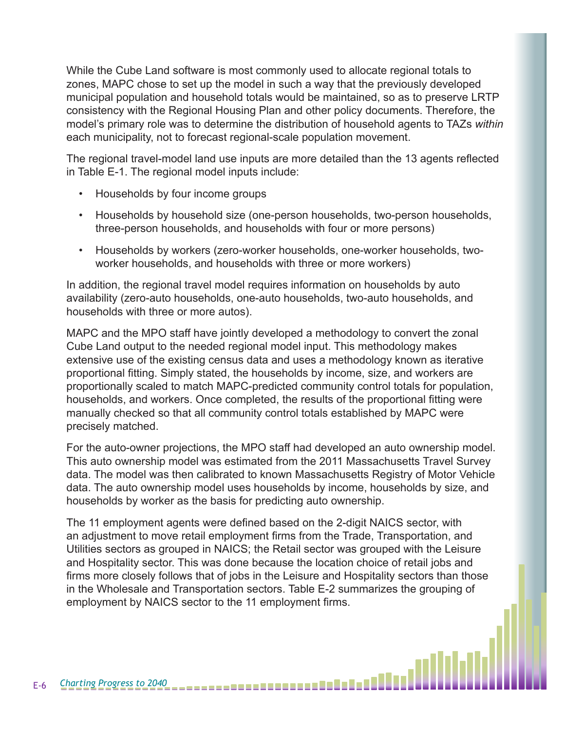While the Cube Land software is most commonly used to allocate regional totals to zones, MAPC chose to set up the model in such a way that the previously developed municipal population and household totals would be maintained, so as to preserve LRTP consistency with the Regional Housing Plan and other policy documents. Therefore, the model's primary role was to determine the distribution of household agents to TAZs *within* each municipality, not to forecast regional-scale population movement.

The regional travel-model land use inputs are more detailed than the 13 agents reflected in Table E-1. The regional model inputs include:

- Households by four income groups
- Households by household size (one-person households, two-person households, three-person households, and households with four or more persons)
- Households by workers (zero-worker households, one-worker households, two-worker households, and households with three or more workers)

In addition, the regional travel model requires information on households by auto availability (zero-auto households, one-auto households, two-auto households, and households with three or more autos).

MAPC and the MPO staff have jointly developed a methodology to convert the zonal Cube Land output to the needed regional model input. This methodology makes extensive use of the existing census data and uses a methodology known as iterative proportional fitting. Simply stated, the households by income, size, and workers are proportionally scaled to match MAPC-predicted community control totals for population, households, and workers. Once completed, the results of the proportional fitting were manually checked so that all community control totals established by MAPC were precisely matched.

For the auto-owner projections, the MPO staff had developed an auto ownership model. This auto ownership model was estimated from the 2011 Massachusetts Travel Survey data. The model was then calibrated to known Massachusetts Registry of Motor Vehicle data. The auto ownership model uses households by income, households by size, and households by worker as the basis for predicting auto ownership.

The 11 employment agents were defined based on the 2-digit NAICS sector, with an adjustment to move retail employment firms from the Trade, Transportation, and Utilities sectors as grouped in NAICS; the Retail sector was grouped with the Leisure and Hospitality sector. This was done because the location choice of retail jobs and firms more closely follows that of jobs in the Leisure and Hospitality sectors than those in the Wholesale and Transportation sectors. Table E-2 summarizes the grouping of employment by NAICS sector to the 11 employment firms.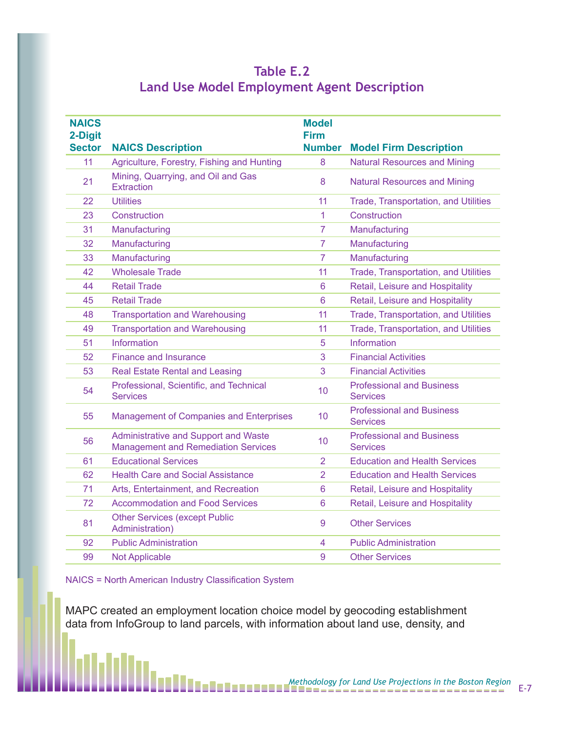## Table E.2
## Land Use Model Employment Agent Description

| NAICS 2-Digit Sector | NAICS Description | Model Firm Number | Model Firm Description |
|---|---|---|---|
| 11 | Agriculture, Forestry, Fishing and Hunting | 8 | Natural Resources and Mining |
| 21 | Mining, Quarrying, and Oil and Gas Extraction | 8 | Natural Resources and Mining |
| 22 | Utilities | 11 | Trade, Transportation, and Utilities |
| 23 | Construction | 1 | Construction |
| 31 | Manufacturing | 7 | Manufacturing |
| 32 | Manufacturing | 7 | Manufacturing |
| 33 | Manufacturing | 7 | Manufacturing |
| 42 | Wholesale Trade | 11 | Trade, Transportation, and Utilities |
| 44 | Retail Trade | 6 | Retail, Leisure and Hospitality |
| 45 | Retail Trade | 6 | Retail, Leisure and Hospitality |
| 48 | Transportation and Warehousing | 11 | Trade, Transportation, and Utilities |
| 49 | Transportation and Warehousing | 11 | Trade, Transportation, and Utilities |
| 51 | Information | 5 | Information |
| 52 | Finance and Insurance | 3 | Financial Activities |
| 53 | Real Estate Rental and Leasing | 3 | Financial Activities |
| 54 | Professional, Scientific, and Technical Services | 10 | Professional and Business Services |
| 55 | Management of Companies and Enterprises | 10 | Professional and Business Services |
| 56 | Administrative and Support and Waste Management and Remediation Services | 10 | Professional and Business Services |
| 61 | Educational Services | 2 | Education and Health Services |
| 62 | Health Care and Social Assistance | 2 | Education and Health Services |
| 71 | Arts, Entertainment, and Recreation | 6 | Retail, Leisure and Hospitality |
| 72 | Accommodation and Food Services | 6 | Retail, Leisure and Hospitality |
| 81 | Other Services (except Public Administration) | 9 | Other Services |
| 92 | Public Administration | 4 | Public Administration |
| 99 | Not Applicable | 9 | Other Services |

NAICS = North American Industry Classification System

MAPC created an employment location choice model by geocoding establishment data from InfoGroup to land parcels, with information about land use, density, and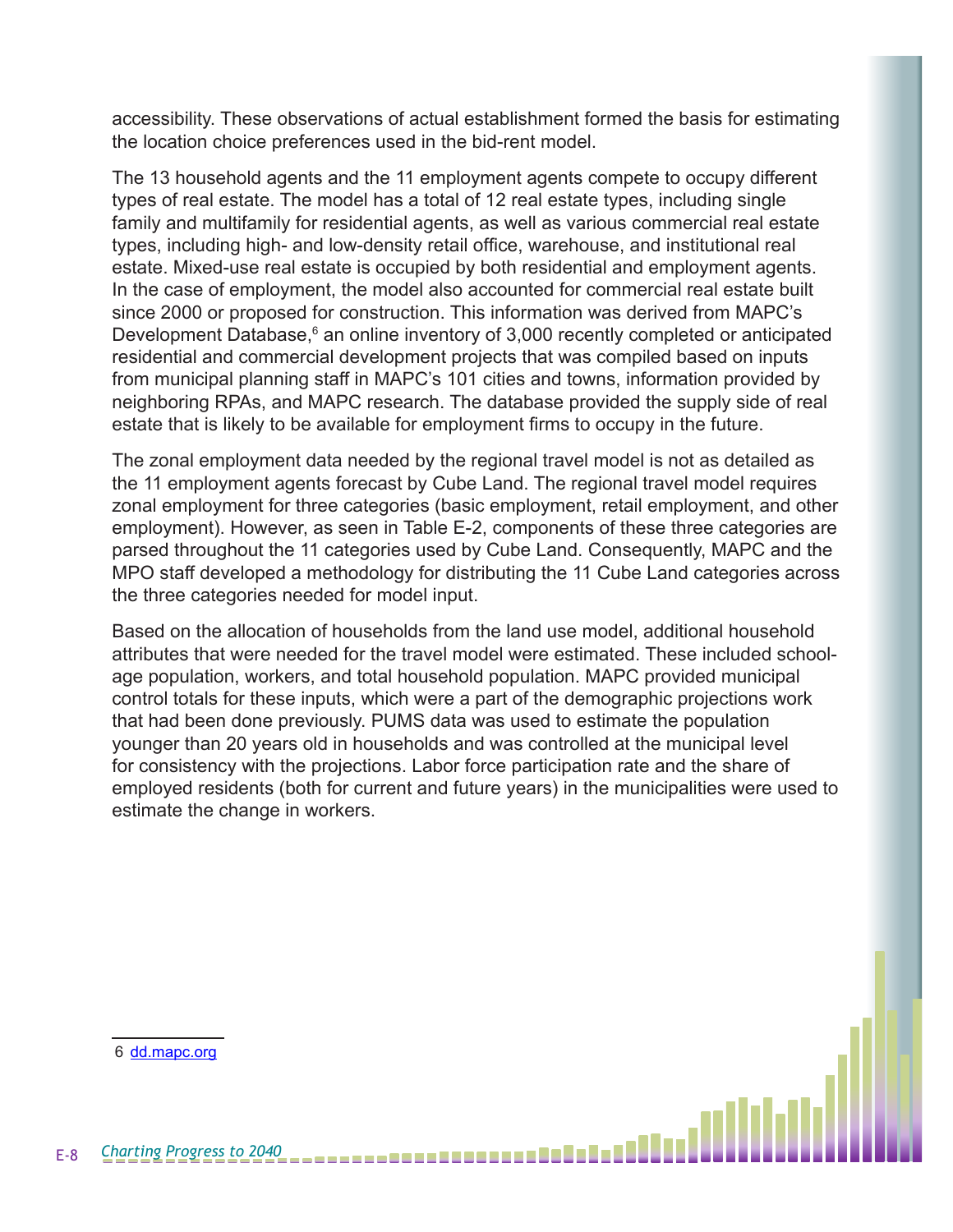accessibility. These observations of actual establishment formed the basis for estimating the location choice preferences used in the bid-rent model.

The 13 household agents and the 11 employment agents compete to occupy different types of real estate. The model has a total of 12 real estate types, including single family and multifamily for residential agents, as well as various commercial real estate types, including high- and low-density retail office, warehouse, and institutional real estate. Mixed-use real estate is occupied by both residential and employment agents. In the case of employment, the model also accounted for commercial real estate built since 2000 or proposed for construction. This information was derived from MAPC's Development Database,[6] an online inventory of 3,000 recently completed or anticipated residential and commercial development projects that was compiled based on inputs from municipal planning staff in MAPC's 101 cities and towns, information provided by neighboring RPAs, and MAPC research. The database provided the supply side of real estate that is likely to be available for employment firms to occupy in the future.

The zonal employment data needed by the regional travel model is not as detailed as the 11 employment agents forecast by Cube Land. The regional travel model requires zonal employment for three categories (basic employment, retail employment, and other employment). However, as seen in Table E-2, components of these three categories are parsed throughout the 11 categories used by Cube Land. Consequently, MAPC and the MPO staff developed a methodology for distributing the 11 Cube Land categories across the three categories needed for model input.

Based on the allocation of households from the land use model, additional household attributes that were needed for the travel model were estimated. These included school-age population, workers, and total household population. MAPC provided municipal control totals for these inputs, which were a part of the demographic projections work that had been done previously. PUMS data was used to estimate the population younger than 20 years old in households and was controlled at the municipal level for consistency with the projections. Labor force participation rate and the share of employed residents (both for current and future years) in the municipalities were used to estimate the change in workers.

6 dd.mapc.org